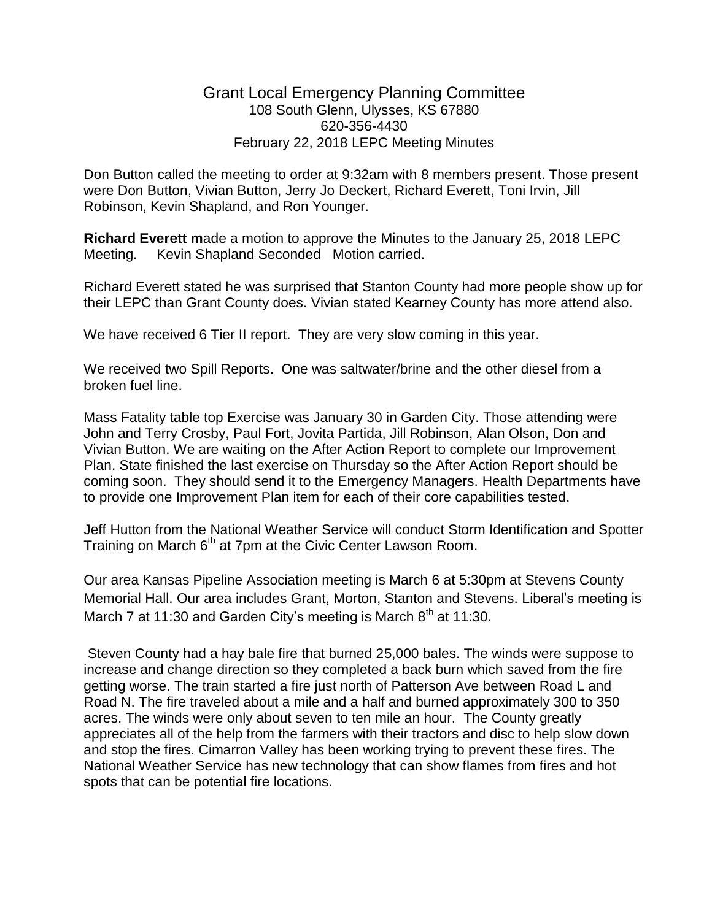# Grant Local Emergency Planning Committee

108 South Glenn, Ulysses, KS 67880
620-356-4430
February 22, 2018 LEPC Meeting Minutes

Don Button called the meeting to order at 9:32am with 8 members present. Those present were Don Button, Vivian Button, Jerry Jo Deckert, Richard Everett, Toni Irvin, Jill Robinson, Kevin Shapland, and Ron Younger.

**Richard Everett m**ade a motion to approve the Minutes to the January 25, 2018 LEPC Meeting. Kevin Shapland Seconded Motion carried.

Richard Everett stated he was surprised that Stanton County had more people show up for their LEPC than Grant County does. Vivian stated Kearney County has more attend also.

We have received 6 Tier II report. They are very slow coming in this year.

We received two Spill Reports. One was saltwater/brine and the other diesel from a broken fuel line.

Mass Fatality table top Exercise was January 30 in Garden City. Those attending were John and Terry Crosby, Paul Fort, Jovita Partida, Jill Robinson, Alan Olson, Don and Vivian Button. We are waiting on the After Action Report to complete our Improvement Plan. State finished the last exercise on Thursday so the After Action Report should be coming soon. They should send it to the Emergency Managers. Health Departments have to provide one Improvement Plan item for each of their core capabilities tested.

Jeff Hutton from the National Weather Service will conduct Storm Identification and Spotter Training on March 6th at 7pm at the Civic Center Lawson Room.

Our area Kansas Pipeline Association meeting is March 6 at 5:30pm at Stevens County Memorial Hall. Our area includes Grant, Morton, Stanton and Stevens. Liberal's meeting is March 7 at 11:30 and Garden City's meeting is March 8th at 11:30.

Steven County had a hay bale fire that burned 25,000 bales. The winds were suppose to increase and change direction so they completed a back burn which saved from the fire getting worse. The train started a fire just north of Patterson Ave between Road L and Road N. The fire traveled about a mile and a half and burned approximately 300 to 350 acres. The winds were only about seven to ten mile an hour. The County greatly appreciates all of the help from the farmers with their tractors and disc to help slow down and stop the fires. Cimarron Valley has been working trying to prevent these fires. The National Weather Service has new technology that can show flames from fires and hot spots that can be potential fire locations.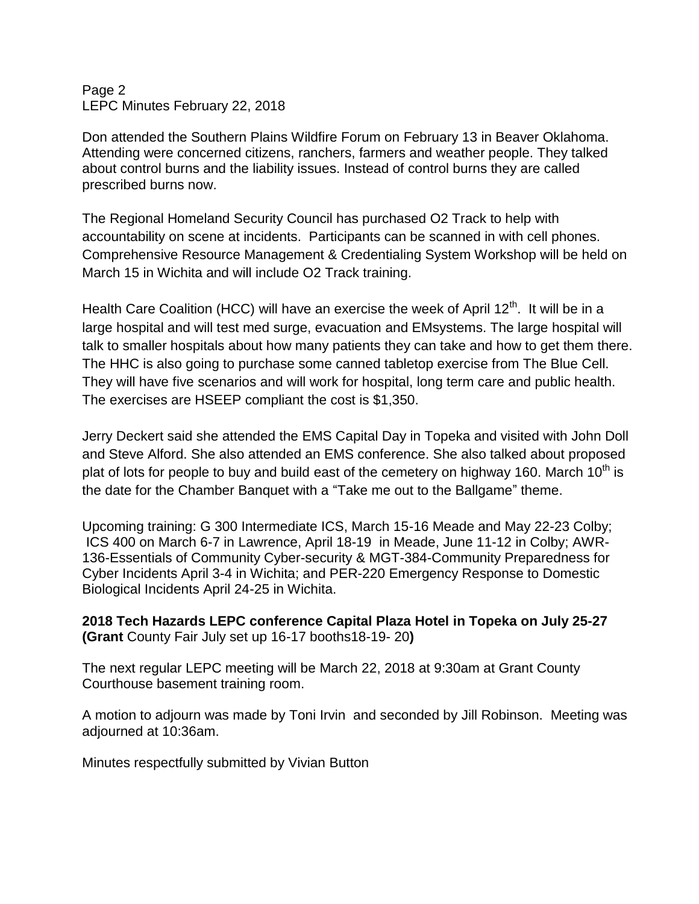Don attended the Southern Plains Wildfire Forum on February 13 in Beaver Oklahoma. Attending were concerned citizens, ranchers, farmers and weather people. They talked about control burns and the liability issues. Instead of control burns they are called prescribed burns now.

The Regional Homeland Security Council has purchased O2 Track to help with accountability on scene at incidents. Participants can be scanned in with cell phones. Comprehensive Resource Management & Credentialing System Workshop will be held on March 15 in Wichita and will include O2 Track training.

Health Care Coalition (HCC) will have an exercise the week of April 12th. It will be in a large hospital and will test med surge, evacuation and EMsystems. The large hospital will talk to smaller hospitals about how many patients they can take and how to get them there. The HHC is also going to purchase some canned tabletop exercise from The Blue Cell. They will have five scenarios and will work for hospital, long term care and public health. The exercises are HSEEP compliant the cost is $1,350.

Jerry Deckert said she attended the EMS Capital Day in Topeka and visited with John Doll and Steve Alford. She also attended an EMS conference. She also talked about proposed plat of lots for people to buy and build east of the cemetery on highway 160. March 10th is the date for the Chamber Banquet with a "Take me out to the Ballgame" theme.

Upcoming training: G 300 Intermediate ICS, March 15-16 Meade and May 22-23 Colby; ICS 400 on March 6-7 in Lawrence, April 18-19 in Meade, June 11-12 in Colby; AWR-136-Essentials of Community Cyber-security & MGT-384-Community Preparedness for Cyber Incidents April 3-4 in Wichita; and PER-220 Emergency Response to Domestic Biological Incidents April 24-25 in Wichita.

**2018 Tech Hazards LEPC conference Capital Plaza Hotel in Topeka on July 25-27 (Grant** County Fair July set up 16-17 booths18-19- 20**)**

The next regular LEPC meeting will be March 22, 2018 at 9:30am at Grant County Courthouse basement training room.

A motion to adjourn was made by Toni Irvin and seconded by Jill Robinson. Meeting was adjourned at 10:36am.

Minutes respectfully submitted by Vivian Button